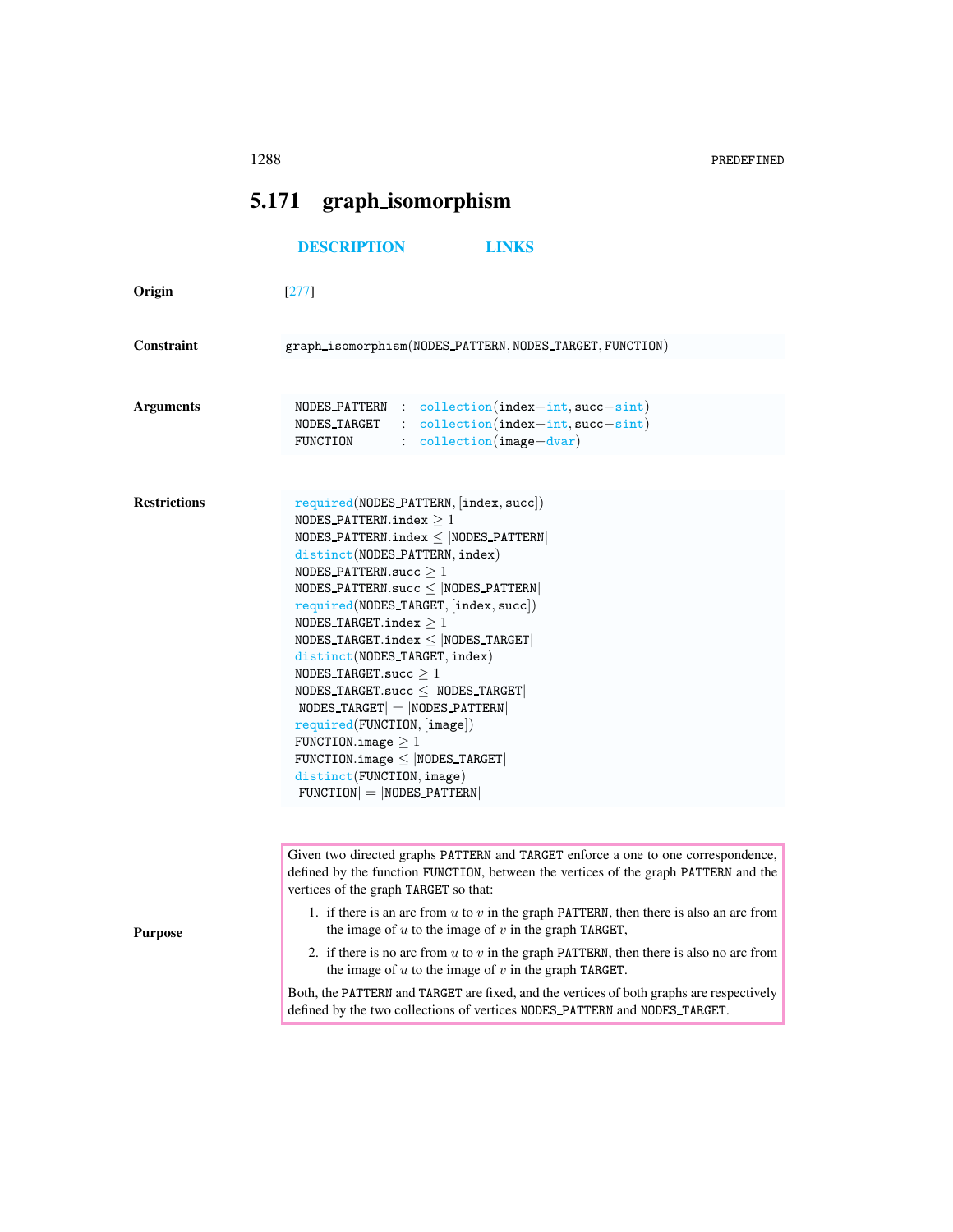## 5.171 graph_isomorphism

DESCRIPTION    LINKS

**Origin**

[277]

**Constraint**

graph_isomorphism(NODES_PATTERN, NODES_TARGET, FUNCTION)

**Arguments**

```
NODES_PATTERN  :  collection(index-int, succ-sint)
NODES_TARGET   :  collection(index-int, succ-sint)
FUNCTION       :  collection(image-dvar)
```

**Restrictions**

required(NODES_PATTERN, [index, succ])
NODES_PATTERN.index $\geq 1$
NODES_PATTERN.index $\leq$ |NODES_PATTERN|
distinct(NODES_PATTERN, index)
NODES_PATTERN.succ $\geq 1$
NODES_PATTERN.succ $\leq$ |NODES_PATTERN|
required(NODES_TARGET, [index, succ])
NODES_TARGET.index $\geq 1$
NODES_TARGET.index $\leq$ |NODES_TARGET|
distinct(NODES_TARGET, index)
NODES_TARGET.succ $\geq 1$
NODES_TARGET.succ $\leq$ |NODES_TARGET|
|NODES_TARGET| $=$ |NODES_PATTERN|
required(FUNCTION, [image])
FUNCTION.image $\geq 1$
FUNCTION.image $\leq$ |NODES_TARGET|
distinct(FUNCTION, image)
|FUNCTION| $=$ |NODES_PATTERN|

**Purpose**

Given two directed graphs PATTERN and TARGET enforce a one to one correspondence, defined by the function FUNCTION, between the vertices of the graph PATTERN and the vertices of the graph TARGET so that:

1. if there is an arc from $u$ to $v$ in the graph PATTERN, then there is also an arc from the image of $u$ to the image of $v$ in the graph TARGET,
2. if there is no arc from $u$ to $v$ in the graph PATTERN, then there is also no arc from the image of $u$ to the image of $v$ in the graph TARGET.

Both, the PATTERN and TARGET are fixed, and the vertices of both graphs are respectively defined by the two collections of vertices NODES_PATTERN and NODES_TARGET.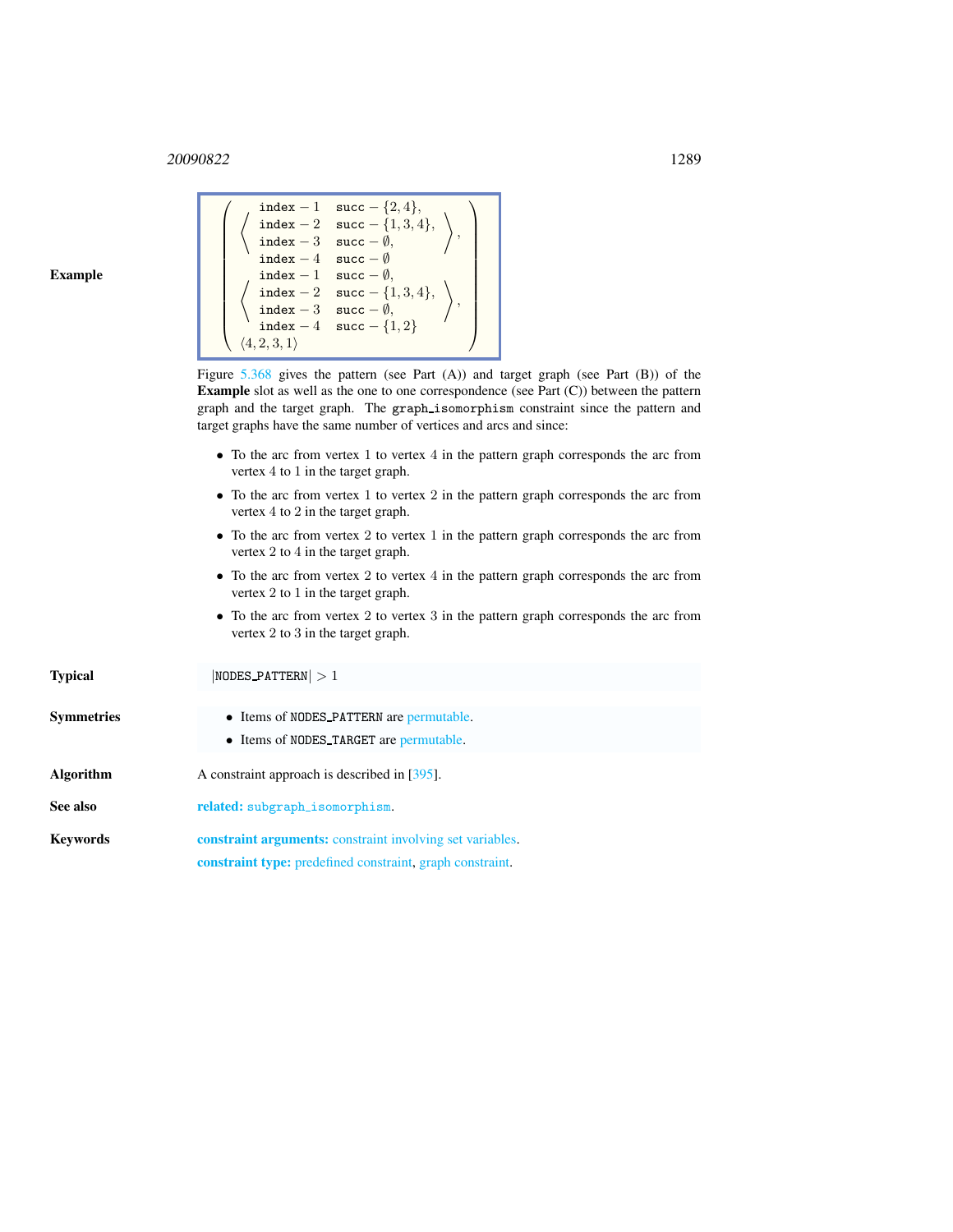**Example**

$$\left(\begin{array}{l}\left\langle\begin{array}{ll}\texttt{index}-1 & \texttt{succ}-\{2,4\},\\ \texttt{index}-2 & \texttt{succ}-\{1,3,4\},\\ \texttt{index}-3 & \texttt{succ}-\emptyset,\\ \texttt{index}-4 & \texttt{succ}-\emptyset\end{array}\right\rangle,\\ \left\langle\begin{array}{ll}\texttt{index}-1 & \texttt{succ}-\emptyset,\\ \texttt{index}-2 & \texttt{succ}-\{1,3,4\},\\ \texttt{index}-3 & \texttt{succ}-\emptyset,\\ \texttt{index}-4 & \texttt{succ}-\{1,2\}\end{array}\right\rangle,\\ \langle 4,2,3,1\rangle\end{array}\right)$$

Figure 5.368 gives the pattern (see Part (A)) and target graph (see Part (B)) of the **Example** slot as well as the one to one correspondence (see Part (C)) between the pattern graph and the target graph. The `graph_isomorphism` constraint since the pattern and target graphs have the same number of vertices and arcs and since:

- To the arc from vertex 1 to vertex 4 in the pattern graph corresponds the arc from vertex 4 to 1 in the target graph.
- To the arc from vertex 1 to vertex 2 in the pattern graph corresponds the arc from vertex 4 to 2 in the target graph.
- To the arc from vertex 2 to vertex 1 in the pattern graph corresponds the arc from vertex 2 to 4 in the target graph.
- To the arc from vertex 2 to vertex 4 in the pattern graph corresponds the arc from vertex 2 to 1 in the target graph.
- To the arc from vertex 2 to vertex 3 in the pattern graph corresponds the arc from vertex 2 to 3 in the target graph.

**Typical**

$|\texttt{NODES\_PATTERN}| > 1$

**Symmetries**

- Items of `NODES_PATTERN` are permutable.
- Items of `NODES_TARGET` are permutable.

**Algorithm**

A constraint approach is described in [395].

**See also**

**related:** `subgraph_isomorphism`.

**Keywords**

**constraint arguments:** constraint involving set variables.

**constraint type:** predefined constraint, graph constraint.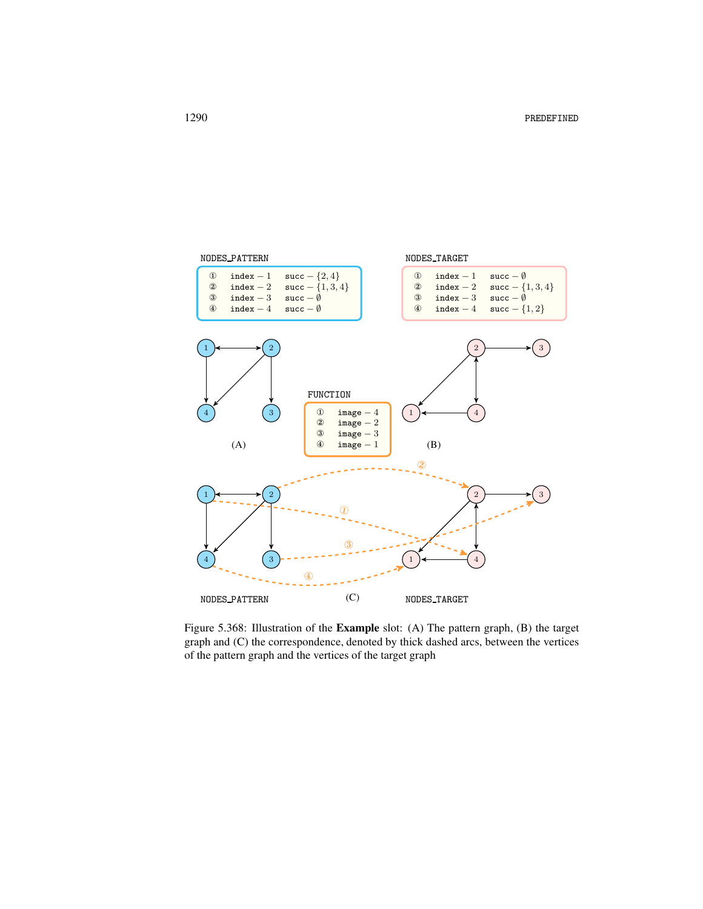NODES_PATTERN

| | | |
|---|---|---|
| ① | index − 1 | succ − $\{2, 4\}$ |
| ② | index − 2 | succ − $\{1, 3, 4\}$ |
| ③ | index − 3 | succ − $\emptyset$ |
| ④ | index − 4 | succ − $\emptyset$ |

NODES_TARGET

| | | |
|---|---|---|
| ① | index − 1 | succ − $\emptyset$ |
| ② | index − 2 | succ − $\{1, 3, 4\}$ |
| ③ | index − 3 | succ − $\emptyset$ |
| ④ | index − 4 | succ − $\{1, 2\}$ |

FUNCTION

| | |
|---|---|
| ① | image − 4 |
| ② | image − 2 |
| ③ | image − 3 |
| ④ | image − 1 |

(A) (B)

NODES_PATTERN (C) NODES_TARGET

Figure 5.368: Illustration of the **Example** slot: (A) The pattern graph, (B) the target graph and (C) the correspondence, denoted by thick dashed arcs, between the vertices of the pattern graph and the vertices of the target graph